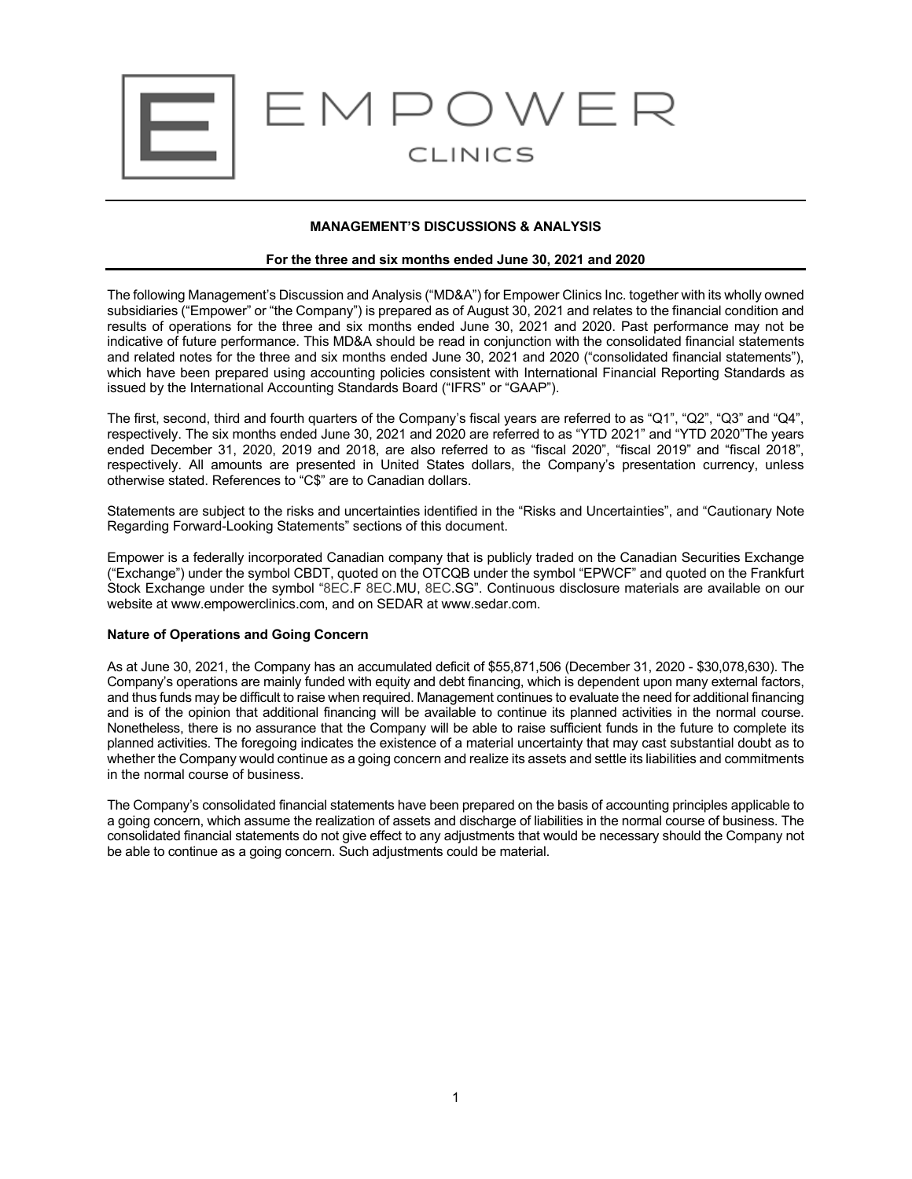EMPOWER
CLINICS

## MANAGEMENT'S DISCUSSIONS & ANALYSIS

### For the three and six months ended June 30, 2021 and 2020

The following Management's Discussion and Analysis ("MD&A") for Empower Clinics Inc. together with its wholly owned subsidiaries ("Empower" or "the Company") is prepared as of August 30, 2021 and relates to the financial condition and results of operations for the three and six months ended June 30, 2021 and 2020. Past performance may not be indicative of future performance. This MD&A should be read in conjunction with the consolidated financial statements and related notes for the three and six months ended June 30, 2021 and 2020 ("consolidated financial statements"), which have been prepared using accounting policies consistent with International Financial Reporting Standards as issued by the International Accounting Standards Board ("IFRS" or "GAAP").

The first, second, third and fourth quarters of the Company's fiscal years are referred to as "Q1", "Q2", "Q3" and "Q4", respectively. The six months ended June 30, 2021 and 2020 are referred to as "YTD 2021" and "YTD 2020"The years ended December 31, 2020, 2019 and 2018, are also referred to as "fiscal 2020", "fiscal 2019" and "fiscal 2018", respectively. All amounts are presented in United States dollars, the Company's presentation currency, unless otherwise stated. References to "C$" are to Canadian dollars.

Statements are subject to the risks and uncertainties identified in the "Risks and Uncertainties", and "Cautionary Note Regarding Forward-Looking Statements" sections of this document.

Empower is a federally incorporated Canadian company that is publicly traded on the Canadian Securities Exchange ("Exchange") under the symbol CBDT, quoted on the OTCQB under the symbol "EPWCF" and quoted on the Frankfurt Stock Exchange under the symbol "8EC.F 8EC.MU, 8EC.SG". Continuous disclosure materials are available on our website at www.empowerclinics.com, and on SEDAR at www.sedar.com.

**Nature of Operations and Going Concern**

As at June 30, 2021, the Company has an accumulated deficit of $55,871,506 (December 31, 2020 - $30,078,630). The Company's operations are mainly funded with equity and debt financing, which is dependent upon many external factors, and thus funds may be difficult to raise when required. Management continues to evaluate the need for additional financing and is of the opinion that additional financing will be available to continue its planned activities in the normal course. Nonetheless, there is no assurance that the Company will be able to raise sufficient funds in the future to complete its planned activities. The foregoing indicates the existence of a material uncertainty that may cast substantial doubt as to whether the Company would continue as a going concern and realize its assets and settle its liabilities and commitments in the normal course of business.

The Company's consolidated financial statements have been prepared on the basis of accounting principles applicable to a going concern, which assume the realization of assets and discharge of liabilities in the normal course of business. The consolidated financial statements do not give effect to any adjustments that would be necessary should the Company not be able to continue as a going concern. Such adjustments could be material.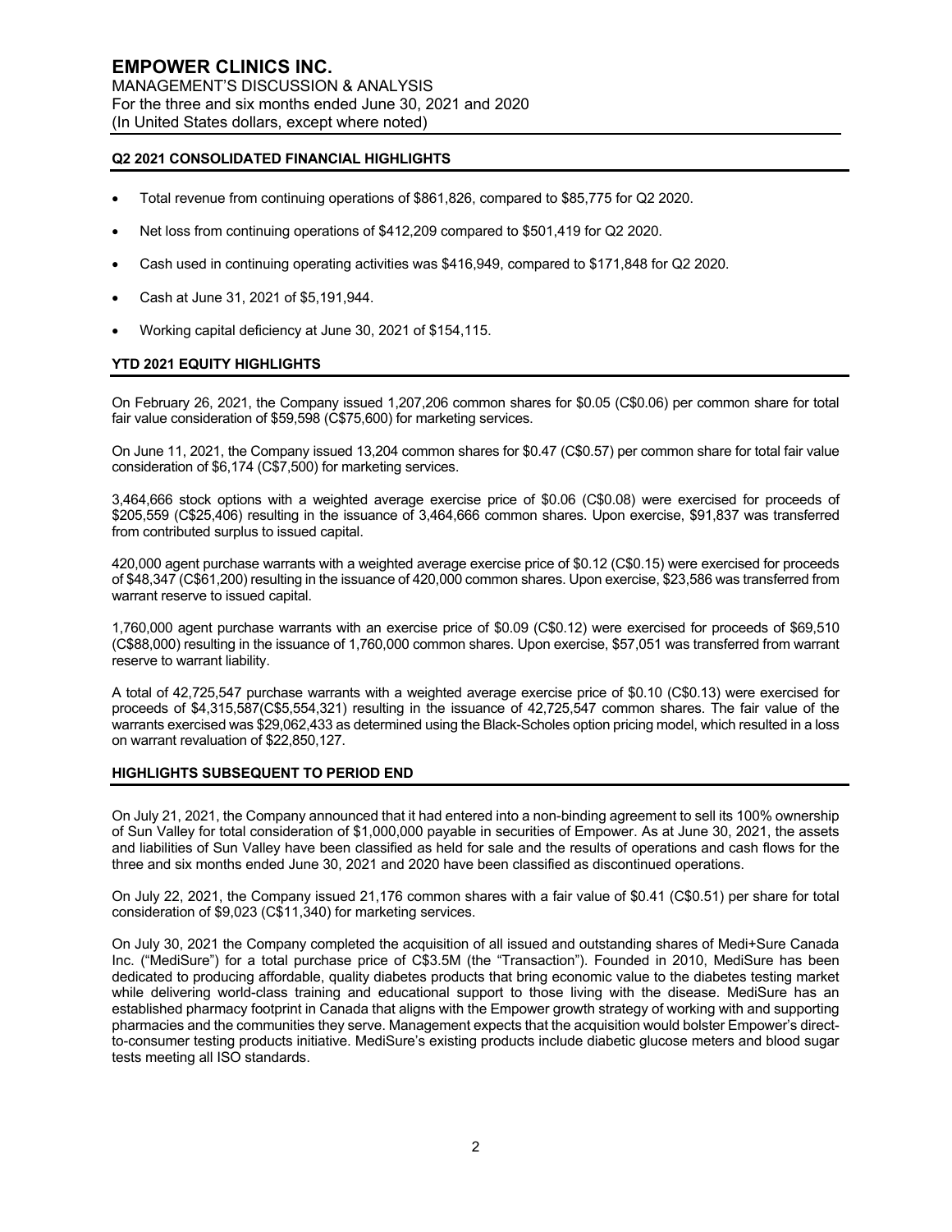## Q2 2021 CONSOLIDATED FINANCIAL HIGHLIGHTS

- Total revenue from continuing operations of $861,826, compared to $85,775 for Q2 2020.
- Net loss from continuing operations of $412,209 compared to $501,419 for Q2 2020.
- Cash used in continuing operating activities was $416,949, compared to $171,848 for Q2 2020.
- Cash at June 31, 2021 of $5,191,944.
- Working capital deficiency at June 30, 2021 of $154,115.

## YTD 2021 EQUITY HIGHLIGHTS

On February 26, 2021, the Company issued 1,207,206 common shares for $0.05 (C$0.06) per common share for total fair value consideration of $59,598 (C$75,600) for marketing services.

On June 11, 2021, the Company issued 13,204 common shares for $0.47 (C$0.57) per common share for total fair value consideration of $6,174 (C$7,500) for marketing services.

3,464,666 stock options with a weighted average exercise price of $0.06 (C$0.08) were exercised for proceeds of $205,559 (C$25,406) resulting in the issuance of 3,464,666 common shares. Upon exercise, $91,837 was transferred from contributed surplus to issued capital.

420,000 agent purchase warrants with a weighted average exercise price of $0.12 (C$0.15) were exercised for proceeds of $48,347 (C$61,200) resulting in the issuance of 420,000 common shares. Upon exercise, $23,586 was transferred from warrant reserve to issued capital.

1,760,000 agent purchase warrants with an exercise price of $0.09 (C$0.12) were exercised for proceeds of $69,510 (C$88,000) resulting in the issuance of 1,760,000 common shares. Upon exercise, $57,051 was transferred from warrant reserve to warrant liability.

A total of 42,725,547 purchase warrants with a weighted average exercise price of $0.10 (C$0.13) were exercised for proceeds of $4,315,587(C$5,554,321) resulting in the issuance of 42,725,547 common shares. The fair value of the warrants exercised was $29,062,433 as determined using the Black-Scholes option pricing model, which resulted in a loss on warrant revaluation of $22,850,127.

## HIGHLIGHTS SUBSEQUENT TO PERIOD END

On July 21, 2021, the Company announced that it had entered into a non-binding agreement to sell its 100% ownership of Sun Valley for total consideration of $1,000,000 payable in securities of Empower. As at June 30, 2021, the assets and liabilities of Sun Valley have been classified as held for sale and the results of operations and cash flows for the three and six months ended June 30, 2021 and 2020 have been classified as discontinued operations.

On July 22, 2021, the Company issued 21,176 common shares with a fair value of $0.41 (C$0.51) per share for total consideration of $9,023 (C$11,340) for marketing services.

On July 30, 2021 the Company completed the acquisition of all issued and outstanding shares of Medi+Sure Canada Inc. ("MediSure") for a total purchase price of C$3.5M (the "Transaction"). Founded in 2010, MediSure has been dedicated to producing affordable, quality diabetes products that bring economic value to the diabetes testing market while delivering world-class training and educational support to those living with the disease. MediSure has an established pharmacy footprint in Canada that aligns with the Empower growth strategy of working with and supporting pharmacies and the communities they serve. Management expects that the acquisition would bolster Empower's direct-to-consumer testing products initiative. MediSure's existing products include diabetic glucose meters and blood sugar tests meeting all ISO standards.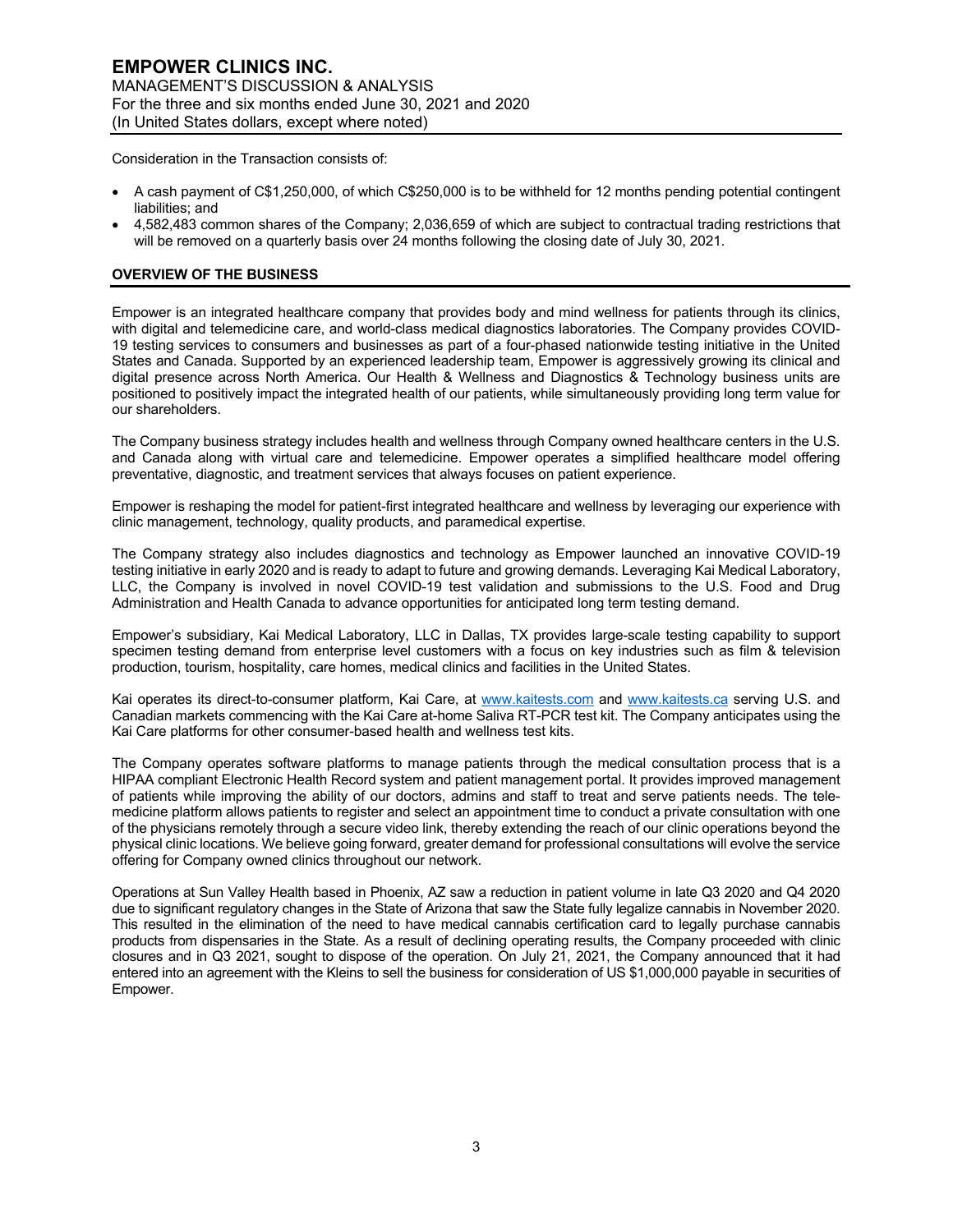Consideration in the Transaction consists of:

- A cash payment of C$1,250,000, of which C$250,000 is to be withheld for 12 months pending potential contingent liabilities; and
- 4,582,483 common shares of the Company; 2,036,659 of which are subject to contractual trading restrictions that will be removed on a quarterly basis over 24 months following the closing date of July 30, 2021.

## OVERVIEW OF THE BUSINESS

Empower is an integrated healthcare company that provides body and mind wellness for patients through its clinics, with digital and telemedicine care, and world-class medical diagnostics laboratories. The Company provides COVID-19 testing services to consumers and businesses as part of a four-phased nationwide testing initiative in the United States and Canada. Supported by an experienced leadership team, Empower is aggressively growing its clinical and digital presence across North America. Our Health & Wellness and Diagnostics & Technology business units are positioned to positively impact the integrated health of our patients, while simultaneously providing long term value for our shareholders.

The Company business strategy includes health and wellness through Company owned healthcare centers in the U.S. and Canada along with virtual care and telemedicine. Empower operates a simplified healthcare model offering preventative, diagnostic, and treatment services that always focuses on patient experience.

Empower is reshaping the model for patient-first integrated healthcare and wellness by leveraging our experience with clinic management, technology, quality products, and paramedical expertise.

The Company strategy also includes diagnostics and technology as Empower launched an innovative COVID-19 testing initiative in early 2020 and is ready to adapt to future and growing demands. Leveraging Kai Medical Laboratory, LLC, the Company is involved in novel COVID-19 test validation and submissions to the U.S. Food and Drug Administration and Health Canada to advance opportunities for anticipated long term testing demand.

Empower's subsidiary, Kai Medical Laboratory, LLC in Dallas, TX provides large-scale testing capability to support specimen testing demand from enterprise level customers with a focus on key industries such as film & television production, tourism, hospitality, care homes, medical clinics and facilities in the United States.

Kai operates its direct-to-consumer platform, Kai Care, at www.kaitests.com and www.kaitests.ca serving U.S. and Canadian markets commencing with the Kai Care at-home Saliva RT-PCR test kit. The Company anticipates using the Kai Care platforms for other consumer-based health and wellness test kits.

The Company operates software platforms to manage patients through the medical consultation process that is a HIPAA compliant Electronic Health Record system and patient management portal. It provides improved management of patients while improving the ability of our doctors, admins and staff to treat and serve patients needs. The tele-medicine platform allows patients to register and select an appointment time to conduct a private consultation with one of the physicians remotely through a secure video link, thereby extending the reach of our clinic operations beyond the physical clinic locations. We believe going forward, greater demand for professional consultations will evolve the service offering for Company owned clinics throughout our network.

Operations at Sun Valley Health based in Phoenix, AZ saw a reduction in patient volume in late Q3 2020 and Q4 2020 due to significant regulatory changes in the State of Arizona that saw the State fully legalize cannabis in November 2020. This resulted in the elimination of the need to have medical cannabis certification card to legally purchase cannabis products from dispensaries in the State. As a result of declining operating results, the Company proceeded with clinic closures and in Q3 2021, sought to dispose of the operation. On July 21, 2021, the Company announced that it had entered into an agreement with the Kleins to sell the business for consideration of US $1,000,000 payable in securities of Empower.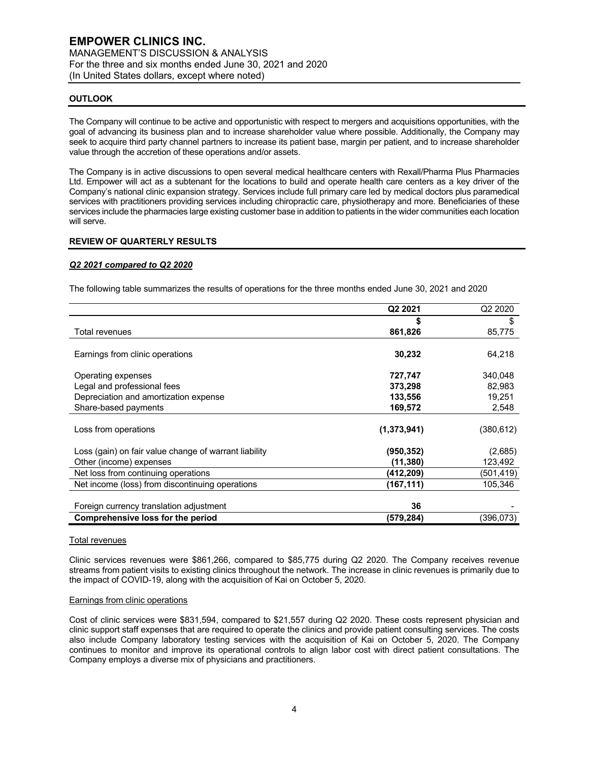## OUTLOOK

The Company will continue to be active and opportunistic with respect to mergers and acquisitions opportunities, with the goal of advancing its business plan and to increase shareholder value where possible. Additionally, the Company may seek to acquire third party channel partners to increase its patient base, margin per patient, and to increase shareholder value through the accretion of these operations and/or assets.

The Company is in active discussions to open several medical healthcare centers with Rexall/Pharma Plus Pharmacies Ltd. Empower will act as a subtenant for the locations to build and operate health care centers as a key driver of the Company's national clinic expansion strategy. Services include full primary care led by medical doctors plus paramedical services with practitioners providing services including chiropractic care, physiotherapy and more. Beneficiaries of these services include the pharmacies large existing customer base in addition to patients in the wider communities each location will serve.

## REVIEW OF QUARTERLY RESULTS

### *Q2 2021 compared to Q2 2020*

The following table summarizes the results of operations for the three months ended June 30, 2021 and 2020

| | **Q2 2021** | Q2 2020 |
|---|---|---|
| | **$** | $ |
| Total revenues | **861,826** | 85,775 |
| Earnings from clinic operations | **30,232** | 64,218 |
| Operating expenses | **727,747** | 340,048 |
| Legal and professional fees | **373,298** | 82,983 |
| Depreciation and amortization expense | **133,556** | 19,251 |
| Share-based payments | **169,572** | 2,548 |
| Loss from operations | **(1,373,941)** | (380,612) |
| Loss (gain) on fair value change of warrant liability | **(950,352)** | (2,685) |
| Other (income) expenses | **(11,380)** | 123,492 |
| Net loss from continuing operations | **(412,209)** | (501,419) |
| Net income (loss) from discontinuing operations | **(167,111)** | 105,346 |
| Foreign currency translation adjustment | **36** | - |
| **Comprehensive loss for the period** | **(579,284)** | (396,073) |

Total revenues

Clinic services revenues were $861,266, compared to $85,775 during Q2 2020. The Company receives revenue streams from patient visits to existing clinics throughout the network. The increase in clinic revenues is primarily due to the impact of COVID-19, along with the acquisition of Kai on October 5, 2020.

Earnings from clinic operations

Cost of clinic services were $831,594, compared to $21,557 during Q2 2020. These costs represent physician and clinic support staff expenses that are required to operate the clinics and provide patient consulting services. The costs also include Company laboratory testing services with the acquisition of Kai on October 5, 2020. The Company continues to monitor and improve its operational controls to align labor cost with direct patient consultations. The Company employs a diverse mix of physicians and practitioners.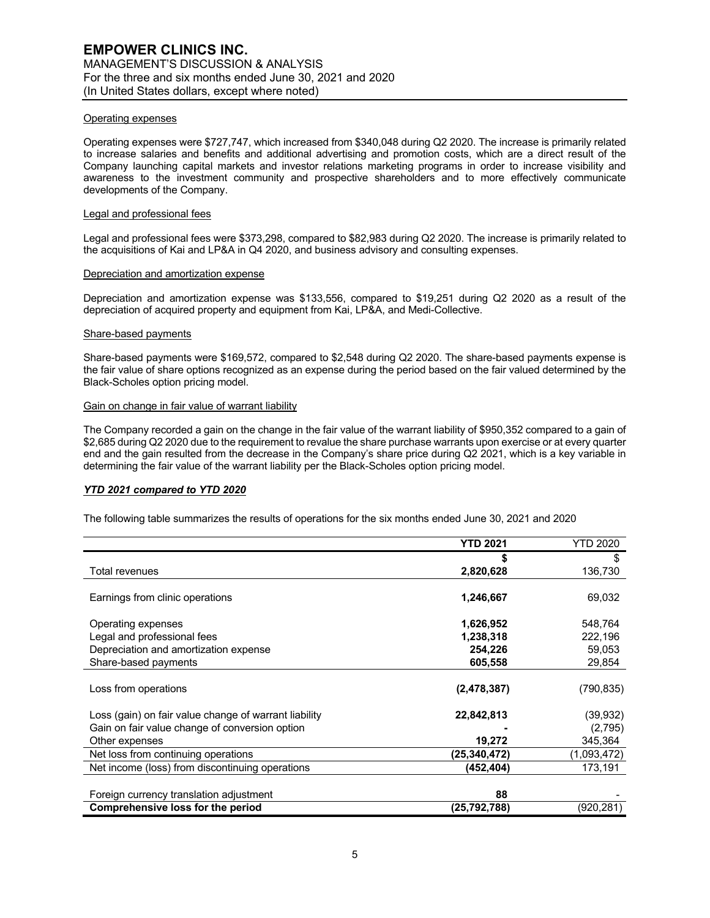#### Operating expenses

Operating expenses were $727,747, which increased from $340,048 during Q2 2020. The increase is primarily related to increase salaries and benefits and additional advertising and promotion costs, which are a direct result of the Company launching capital markets and investor relations marketing programs in order to increase visibility and awareness to the investment community and prospective shareholders and to more effectively communicate developments of the Company.

#### Legal and professional fees

Legal and professional fees were $373,298, compared to $82,983 during Q2 2020. The increase is primarily related to the acquisitions of Kai and LP&A in Q4 2020, and business advisory and consulting expenses.

#### Depreciation and amortization expense

Depreciation and amortization expense was $133,556, compared to $19,251 during Q2 2020 as a result of the depreciation of acquired property and equipment from Kai, LP&A, and Medi-Collective.

#### Share-based payments

Share-based payments were $169,572, compared to $2,548 during Q2 2020. The share-based payments expense is the fair value of share options recognized as an expense during the period based on the fair valued determined by the Black-Scholes option pricing model.

#### Gain on change in fair value of warrant liability

The Company recorded a gain on the change in the fair value of the warrant liability of $950,352 compared to a gain of $2,685 during Q2 2020 due to the requirement to revalue the share purchase warrants upon exercise or at every quarter end and the gain resulted from the decrease in the Company's share price during Q2 2021, which is a key variable in determining the fair value of the warrant liability per the Black-Scholes option pricing model.

### ***YTD 2021 compared to YTD 2020***

The following table summarizes the results of operations for the six months ended June 30, 2021 and 2020

| | **YTD 2021** | YTD 2020 |
|---|---|---|
| | **$** | $ |
| Total revenues | **2,820,628** | 136,730 |
| Earnings from clinic operations | **1,246,667** | 69,032 |
| Operating expenses | **1,626,952** | 548,764 |
| Legal and professional fees | **1,238,318** | 222,196 |
| Depreciation and amortization expense | **254,226** | 59,053 |
| Share-based payments | **605,558** | 29,854 |
| Loss from operations | **(2,478,387)** | (790,835) |
| Loss (gain) on fair value change of warrant liability | **22,842,813** | (39,932) |
| Gain on fair value change of conversion option | **-** | (2,795) |
| Other expenses | **19,272** | 345,364 |
| Net loss from continuing operations | **(25,340,472)** | (1,093,472) |
| Net income (loss) from discontinuing operations | **(452,404)** | 173,191 |
| Foreign currency translation adjustment | **88** | - |
| **Comprehensive loss for the period** | **(25,792,788)** | (920,281) |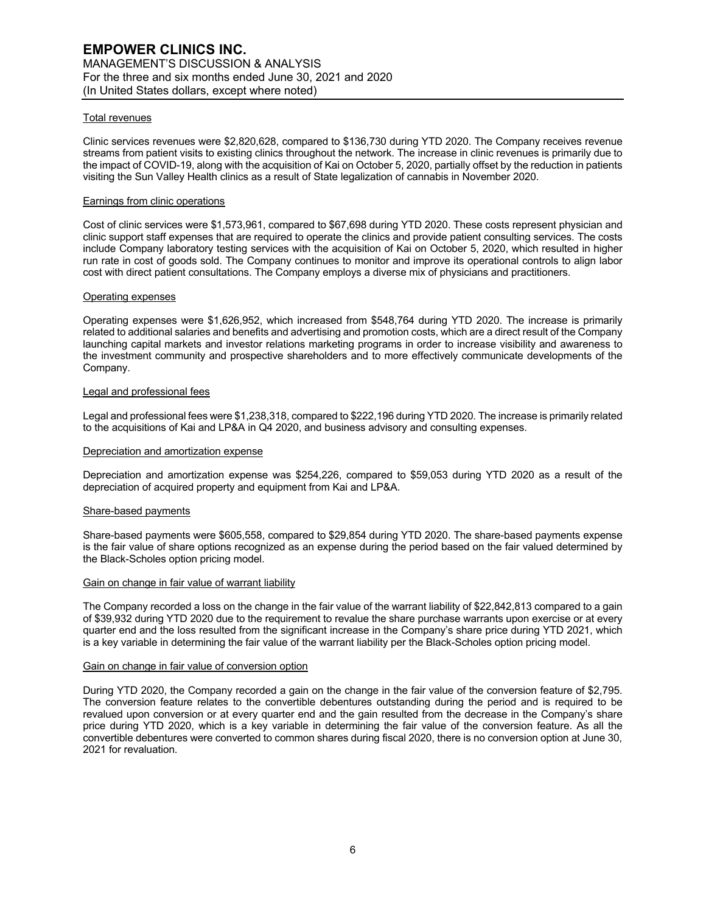#### Total revenues

Clinic services revenues were $2,820,628, compared to $136,730 during YTD 2020. The Company receives revenue streams from patient visits to existing clinics throughout the network. The increase in clinic revenues is primarily due to the impact of COVID-19, along with the acquisition of Kai on October 5, 2020, partially offset by the reduction in patients visiting the Sun Valley Health clinics as a result of State legalization of cannabis in November 2020.

#### Earnings from clinic operations

Cost of clinic services were $1,573,961, compared to $67,698 during YTD 2020. These costs represent physician and clinic support staff expenses that are required to operate the clinics and provide patient consulting services. The costs include Company laboratory testing services with the acquisition of Kai on October 5, 2020, which resulted in higher run rate in cost of goods sold. The Company continues to monitor and improve its operational controls to align labor cost with direct patient consultations. The Company employs a diverse mix of physicians and practitioners.

#### Operating expenses

Operating expenses were $1,626,952, which increased from $548,764 during YTD 2020. The increase is primarily related to additional salaries and benefits and advertising and promotion costs, which are a direct result of the Company launching capital markets and investor relations marketing programs in order to increase visibility and awareness to the investment community and prospective shareholders and to more effectively communicate developments of the Company.

#### Legal and professional fees

Legal and professional fees were $1,238,318, compared to $222,196 during YTD 2020. The increase is primarily related to the acquisitions of Kai and LP&A in Q4 2020, and business advisory and consulting expenses.

#### Depreciation and amortization expense

Depreciation and amortization expense was $254,226, compared to $59,053 during YTD 2020 as a result of the depreciation of acquired property and equipment from Kai and LP&A.

#### Share-based payments

Share-based payments were $605,558, compared to $29,854 during YTD 2020. The share-based payments expense is the fair value of share options recognized as an expense during the period based on the fair valued determined by the Black-Scholes option pricing model.

#### Gain on change in fair value of warrant liability

The Company recorded a loss on the change in the fair value of the warrant liability of $22,842,813 compared to a gain of $39,932 during YTD 2020 due to the requirement to revalue the share purchase warrants upon exercise or at every quarter end and the loss resulted from the significant increase in the Company's share price during YTD 2021, which is a key variable in determining the fair value of the warrant liability per the Black-Scholes option pricing model.

#### Gain on change in fair value of conversion option

During YTD 2020, the Company recorded a gain on the change in the fair value of the conversion feature of $2,795. The conversion feature relates to the convertible debentures outstanding during the period and is required to be revalued upon conversion or at every quarter end and the gain resulted from the decrease in the Company's share price during YTD 2020, which is a key variable in determining the fair value of the conversion feature. As all the convertible debentures were converted to common shares during fiscal 2020, there is no conversion option at June 30, 2021 for revaluation.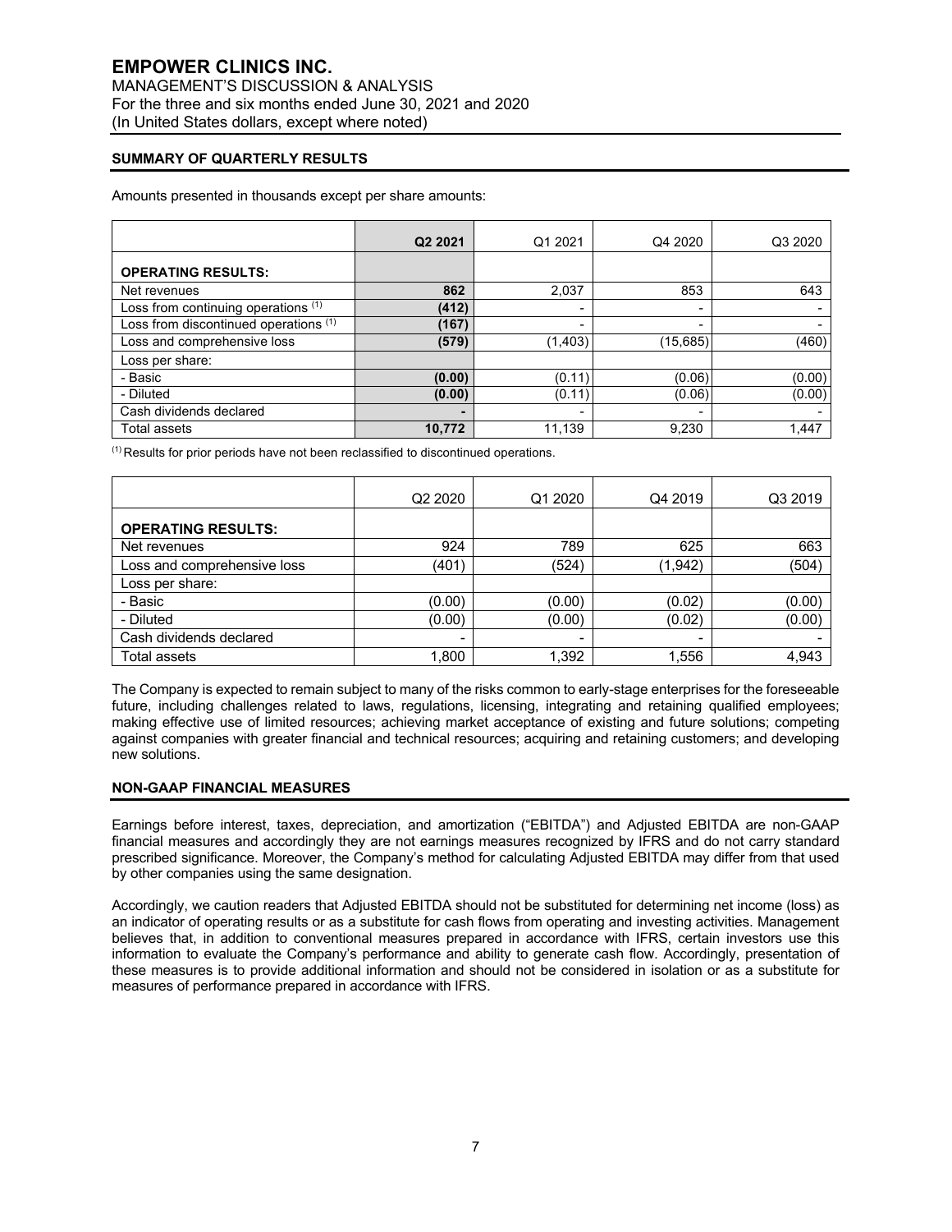## SUMMARY OF QUARTERLY RESULTS

Amounts presented in thousands except per share amounts:

| | **Q2 2021** | Q1 2021 | Q4 2020 | Q3 2020 |
|---|---|---|---|---|
| **OPERATING RESULTS:** | | | | |
| Net revenues | **862** | 2,037 | 853 | 643 |
| Loss from continuing operations [(1)] | **(412)** | - | - | - |
| Loss from discontinued operations [(1)] | **(167)** | - | - | - |
| Loss and comprehensive loss | **(579)** | (1,403) | (15,685) | (460) |
| Loss per share: | | | | |
| - Basic | **(0.00)** | (0.11) | (0.06) | (0.00) |
| - Diluted | **(0.00)** | (0.11) | (0.06) | (0.00) |
| Cash dividends declared | **-** | - | - | - |
| Total assets | **10,772** | 11,139 | 9,230 | 1,447 |

[(1)] Results for prior periods have not been reclassified to discontinued operations.

| | Q2 2020 | Q1 2020 | Q4 2019 | Q3 2019 |
|---|---|---|---|---|
| **OPERATING RESULTS:** | | | | |
| Net revenues | 924 | 789 | 625 | 663 |
| Loss and comprehensive loss | (401) | (524) | (1,942) | (504) |
| Loss per share: | | | | |
| - Basic | (0.00) | (0.00) | (0.02) | (0.00) |
| - Diluted | (0.00) | (0.00) | (0.02) | (0.00) |
| Cash dividends declared | - | - | - | - |
| Total assets | 1,800 | 1,392 | 1,556 | 4,943 |

The Company is expected to remain subject to many of the risks common to early-stage enterprises for the foreseeable future, including challenges related to laws, regulations, licensing, integrating and retaining qualified employees; making effective use of limited resources; achieving market acceptance of existing and future solutions; competing against companies with greater financial and technical resources; acquiring and retaining customers; and developing new solutions.

## NON-GAAP FINANCIAL MEASURES

Earnings before interest, taxes, depreciation, and amortization ("EBITDA") and Adjusted EBITDA are non-GAAP financial measures and accordingly they are not earnings measures recognized by IFRS and do not carry standard prescribed significance. Moreover, the Company's method for calculating Adjusted EBITDA may differ from that used by other companies using the same designation.

Accordingly, we caution readers that Adjusted EBITDA should not be substituted for determining net income (loss) as an indicator of operating results or as a substitute for cash flows from operating and investing activities. Management believes that, in addition to conventional measures prepared in accordance with IFRS, certain investors use this information to evaluate the Company's performance and ability to generate cash flow. Accordingly, presentation of these measures is to provide additional information and should not be considered in isolation or as a substitute for measures of performance prepared in accordance with IFRS.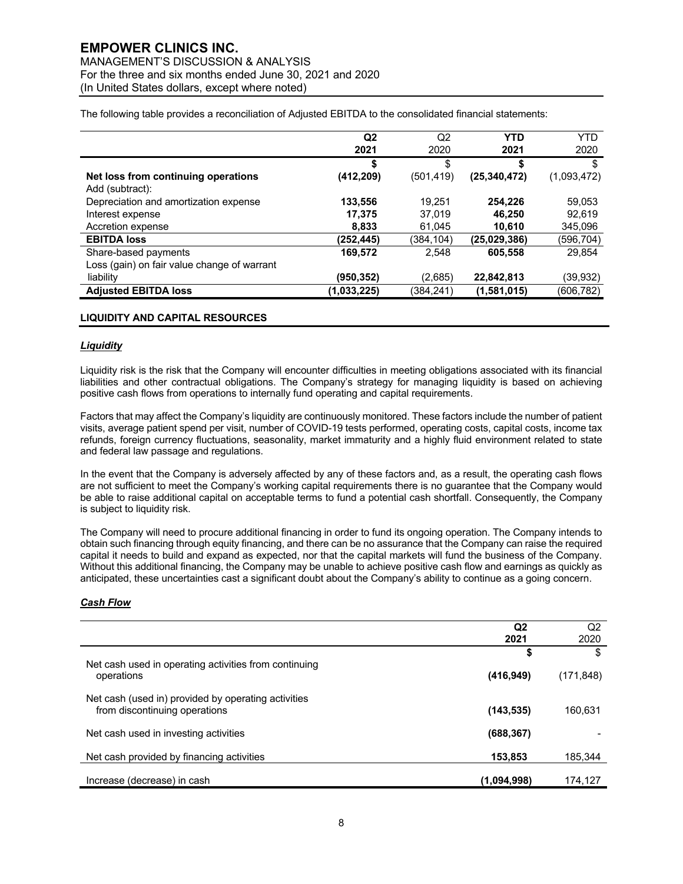The following table provides a reconciliation of Adjusted EBITDA to the consolidated financial statements:

| | **Q2 2021** | Q2 2020 | **YTD 2021** | YTD 2020 |
|---|---|---|---|---|
| | **$** | $ | **$** | $ |
| **Net loss from continuing operations** | **(412,209)** | (501,419) | **(25,340,472)** | (1,093,472) |
| Add (subtract): | | | | |
| Depreciation and amortization expense | **133,556** | 19,251 | **254,226** | 59,053 |
| Interest expense | **17,375** | 37,019 | **46,250** | 92,619 |
| Accretion expense | **8,833** | 61,045 | **10,610** | 345,096 |
| **EBITDA loss** | **(252,445)** | (384,104) | **(25,029,386)** | (596,704) |
| Share-based payments | **169,572** | 2,548 | **605,558** | 29,854 |
| Loss (gain) on fair value change of warrant liability | **(950,352)** | (2,685) | **22,842,813** | (39,932) |
| **Adjusted EBITDA loss** | **(1,033,225)** | (384,241) | **(1,581,015)** | (606,782) |

## LIQUIDITY AND CAPITAL RESOURCES

### *Liquidity*

Liquidity risk is the risk that the Company will encounter difficulties in meeting obligations associated with its financial liabilities and other contractual obligations. The Company's strategy for managing liquidity is based on achieving positive cash flows from operations to internally fund operating and capital requirements.

Factors that may affect the Company's liquidity are continuously monitored. These factors include the number of patient visits, average patient spend per visit, number of COVID-19 tests performed, operating costs, capital costs, income tax refunds, foreign currency fluctuations, seasonality, market immaturity and a highly fluid environment related to state and federal law passage and regulations.

In the event that the Company is adversely affected by any of these factors and, as a result, the operating cash flows are not sufficient to meet the Company's working capital requirements there is no guarantee that the Company would be able to raise additional capital on acceptable terms to fund a potential cash shortfall. Consequently, the Company is subject to liquidity risk.

The Company will need to procure additional financing in order to fund its ongoing operation. The Company intends to obtain such financing through equity financing, and there can be no assurance that the Company can raise the required capital it needs to build and expand as expected, nor that the capital markets will fund the business of the Company. Without this additional financing, the Company may be unable to achieve positive cash flow and earnings as quickly as anticipated, these uncertainties cast a significant doubt about the Company's ability to continue as a going concern.

### *Cash Flow*

| | **Q2 2021** | Q2 2020 |
|---|---|---|
| | **$** | $ |
| Net cash used in operating activities from continuing operations | **(416,949)** | (171,848) |
| Net cash (used in) provided by operating activities from discontinuing operations | **(143,535)** | 160,631 |
| Net cash used in investing activities | **(688,367)** | - |
| Net cash provided by financing activities | **153,853** | 185,344 |
| Increase (decrease) in cash | **(1,094,998)** | 174,127 |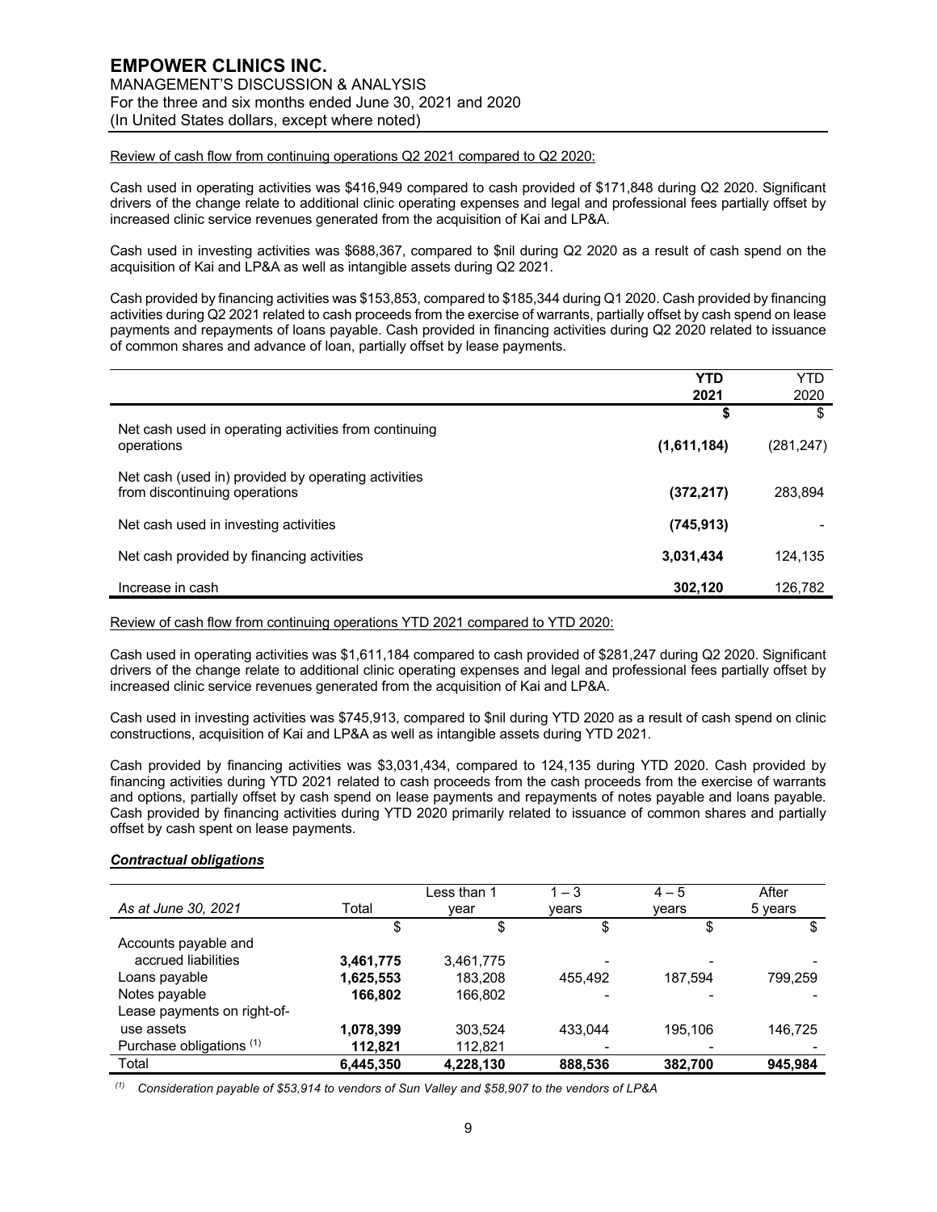Review of cash flow from continuing operations Q2 2021 compared to Q2 2020:

Cash used in operating activities was $416,949 compared to cash provided of $171,848 during Q2 2020. Significant drivers of the change relate to additional clinic operating expenses and legal and professional fees partially offset by increased clinic service revenues generated from the acquisition of Kai and LP&A.

Cash used in investing activities was $688,367, compared to $nil during Q2 2020 as a result of cash spend on the acquisition of Kai and LP&A as well as intangible assets during Q2 2021.

Cash provided by financing activities was $153,853, compared to $185,344 during Q1 2020. Cash provided by financing activities during Q2 2021 related to cash proceeds from the exercise of warrants, partially offset by cash spend on lease payments and repayments of loans payable. Cash provided in financing activities during Q2 2020 related to issuance of common shares and advance of loan, partially offset by lease payments.

| | **YTD 2021** | YTD 2020 |
|---|---|---|
| | **$** | $ |
| Net cash used in operating activities from continuing operations | **(1,611,184)** | (281,247) |
| Net cash (used in) provided by operating activities from discontinuing operations | **(372,217)** | 283,894 |
| Net cash used in investing activities | **(745,913)** | - |
| Net cash provided by financing activities | **3,031,434** | 124,135 |
| Increase in cash | **302,120** | 126,782 |

Review of cash flow from continuing operations YTD 2021 compared to YTD 2020:

Cash used in operating activities was $1,611,184 compared to cash provided of $281,247 during Q2 2020. Significant drivers of the change relate to additional clinic operating expenses and legal and professional fees partially offset by increased clinic service revenues generated from the acquisition of Kai and LP&A.

Cash used in investing activities was $745,913, compared to $nil during YTD 2020 as a result of cash spend on clinic constructions, acquisition of Kai and LP&A as well as intangible assets during YTD 2021.

Cash provided by financing activities was $3,031,434, compared to 124,135 during YTD 2020. Cash provided by financing activities during YTD 2021 related to cash proceeds from the cash proceeds from the exercise of warrants and options, partially offset by cash spend on lease payments and repayments of notes payable and loans payable. Cash provided by financing activities during YTD 2020 primarily related to issuance of common shares and partially offset by cash spent on lease payments.

### ***Contractual obligations***

| *As at June 30, 2021* | Total | Less than 1 year | 1 – 3 years | 4 – 5 years | After 5 years |
|---|---|---|---|---|---|
| | $ | $ | $ | $ | $ |
| Accounts payable and accrued liabilities | **3,461,775** | 3,461,775 | - | - | - |
| Loans payable | **1,625,553** | 183,208 | 455,492 | 187,594 | 799,259 |
| Notes payable | **166,802** | 166,802 | - | - | - |
| Lease payments on right-of-use assets | **1,078,399** | 303,524 | 433,044 | 195,106 | 146,725 |
| Purchase obligations (1) | **112,821** | 112,821 | - | - | - |
| Total | **6,445,350** | **4,228,130** | **888,536** | **382,700** | **945,984** |

*(1) Consideration payable of $53,914 to vendors of Sun Valley and $58,907 to the vendors of LP&A*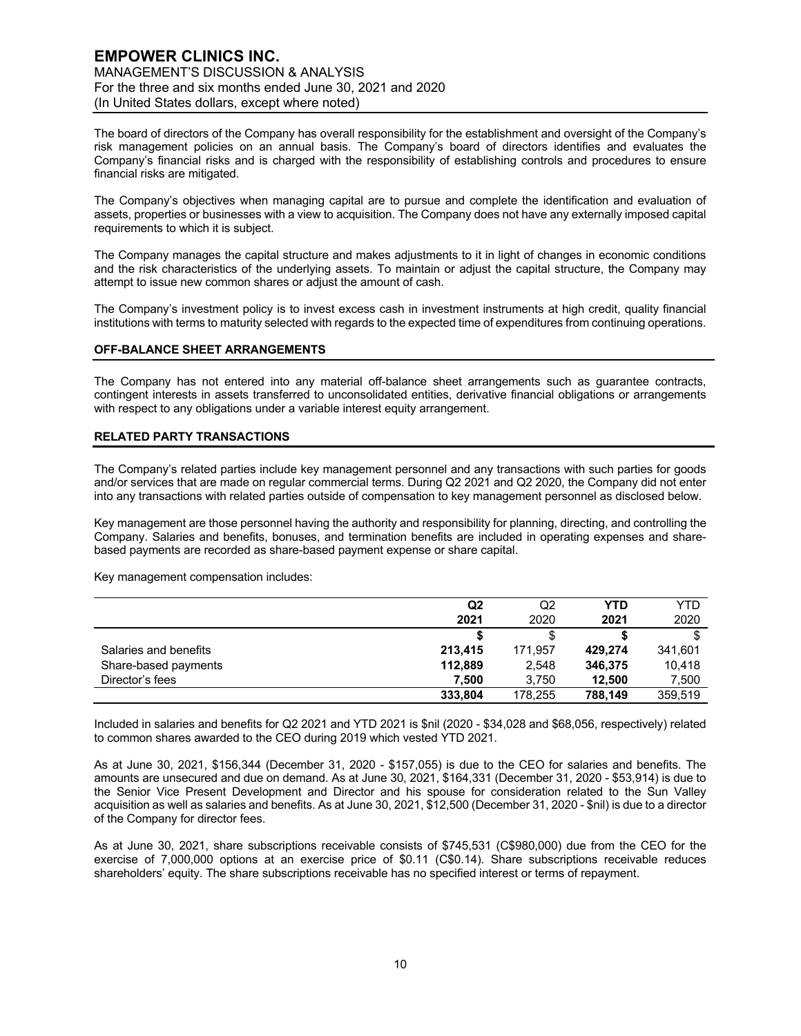The board of directors of the Company has overall responsibility for the establishment and oversight of the Company's risk management policies on an annual basis. The Company's board of directors identifies and evaluates the Company's financial risks and is charged with the responsibility of establishing controls and procedures to ensure financial risks are mitigated.

The Company's objectives when managing capital are to pursue and complete the identification and evaluation of assets, properties or businesses with a view to acquisition. The Company does not have any externally imposed capital requirements to which it is subject.

The Company manages the capital structure and makes adjustments to it in light of changes in economic conditions and the risk characteristics of the underlying assets. To maintain or adjust the capital structure, the Company may attempt to issue new common shares or adjust the amount of cash.

The Company's investment policy is to invest excess cash in investment instruments at high credit, quality financial institutions with terms to maturity selected with regards to the expected time of expenditures from continuing operations.

## OFF-BALANCE SHEET ARRANGEMENTS

The Company has not entered into any material off-balance sheet arrangements such as guarantee contracts, contingent interests in assets transferred to unconsolidated entities, derivative financial obligations or arrangements with respect to any obligations under a variable interest equity arrangement.

## RELATED PARTY TRANSACTIONS

The Company's related parties include key management personnel and any transactions with such parties for goods and/or services that are made on regular commercial terms. During Q2 2021 and Q2 2020, the Company did not enter into any transactions with related parties outside of compensation to key management personnel as disclosed below.

Key management are those personnel having the authority and responsibility for planning, directing, and controlling the Company. Salaries and benefits, bonuses, and termination benefits are included in operating expenses and share-based payments are recorded as share-based payment expense or share capital.

Key management compensation includes:

| | **Q2 2021** | Q2 2020 | **YTD 2021** | YTD 2020 |
|---|---|---|---|---|
| | **$** | $ | **$** | $ |
| Salaries and benefits | **213,415** | 171,957 | **429,274** | 341,601 |
| Share-based payments | **112,889** | 2,548 | **346,375** | 10,418 |
| Director's fees | **7,500** | 3,750 | **12,500** | 7,500 |
| | **333,804** | 178,255 | **788,149** | 359,519 |

Included in salaries and benefits for Q2 2021 and YTD 2021 is $nil (2020 - $34,028 and $68,056, respectively) related to common shares awarded to the CEO during 2019 which vested YTD 2021.

As at June 30, 2021, $156,344 (December 31, 2020 - $157,055) is due to the CEO for salaries and benefits. The amounts are unsecured and due on demand. As at June 30, 2021, $164,331 (December 31, 2020 - $53,914) is due to the Senior Vice Present Development and Director and his spouse for consideration related to the Sun Valley acquisition as well as salaries and benefits. As at June 30, 2021, $12,500 (December 31, 2020 - $nil) is due to a director of the Company for director fees.

As at June 30, 2021, share subscriptions receivable consists of $745,531 (C$980,000) due from the CEO for the exercise of 7,000,000 options at an exercise price of $0.11 (C$0.14). Share subscriptions receivable reduces shareholders' equity. The share subscriptions receivable has no specified interest or terms of repayment.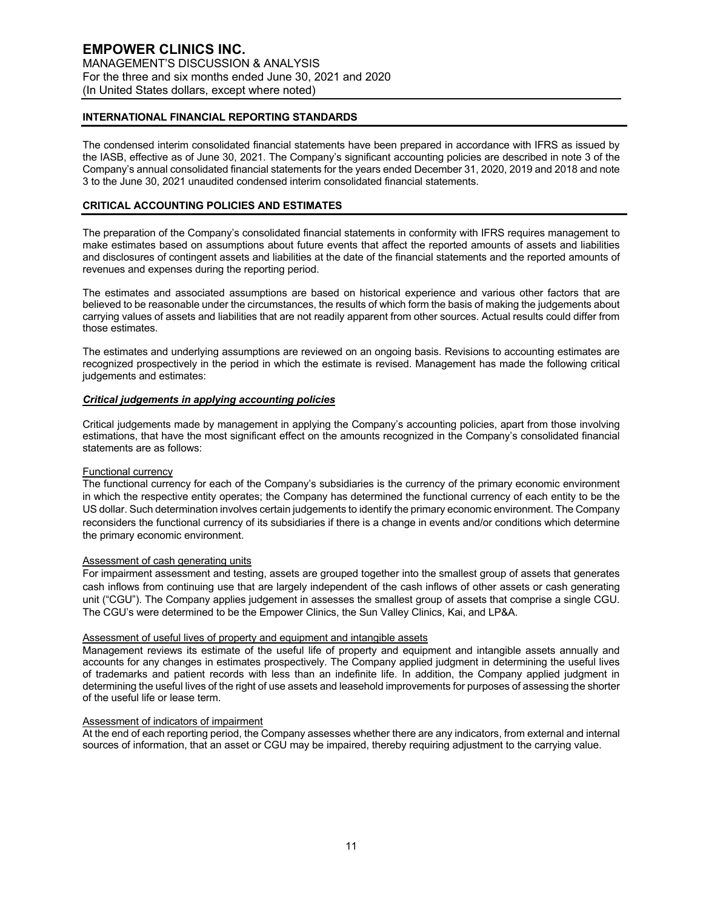## INTERNATIONAL FINANCIAL REPORTING STANDARDS

The condensed interim consolidated financial statements have been prepared in accordance with IFRS as issued by the IASB, effective as of June 30, 2021. The Company's significant accounting policies are described in note 3 of the Company's annual consolidated financial statements for the years ended December 31, 2020, 2019 and 2018 and note 3 to the June 30, 2021 unaudited condensed interim consolidated financial statements.

## CRITICAL ACCOUNTING POLICIES AND ESTIMATES

The preparation of the Company's consolidated financial statements in conformity with IFRS requires management to make estimates based on assumptions about future events that affect the reported amounts of assets and liabilities and disclosures of contingent assets and liabilities at the date of the financial statements and the reported amounts of revenues and expenses during the reporting period.

The estimates and associated assumptions are based on historical experience and various other factors that are believed to be reasonable under the circumstances, the results of which form the basis of making the judgements about carrying values of assets and liabilities that are not readily apparent from other sources. Actual results could differ from those estimates.

The estimates and underlying assumptions are reviewed on an ongoing basis. Revisions to accounting estimates are recognized prospectively in the period in which the estimate is revised. Management has made the following critical judgements and estimates:

### ***Critical judgements in applying accounting policies***

Critical judgements made by management in applying the Company's accounting policies, apart from those involving estimations, that have the most significant effect on the amounts recognized in the Company's consolidated financial statements are as follows:

#### Functional currency

The functional currency for each of the Company's subsidiaries is the currency of the primary economic environment in which the respective entity operates; the Company has determined the functional currency of each entity to be the US dollar. Such determination involves certain judgements to identify the primary economic environment. The Company reconsiders the functional currency of its subsidiaries if there is a change in events and/or conditions which determine the primary economic environment.

#### Assessment of cash generating units

For impairment assessment and testing, assets are grouped together into the smallest group of assets that generates cash inflows from continuing use that are largely independent of the cash inflows of other assets or cash generating unit ("CGU"). The Company applies judgement in assesses the smallest group of assets that comprise a single CGU. The CGU's were determined to be the Empower Clinics, the Sun Valley Clinics, Kai, and LP&A.

#### Assessment of useful lives of property and equipment and intangible assets

Management reviews its estimate of the useful life of property and equipment and intangible assets annually and accounts for any changes in estimates prospectively. The Company applied judgment in determining the useful lives of trademarks and patient records with less than an indefinite life. In addition, the Company applied judgment in determining the useful lives of the right of use assets and leasehold improvements for purposes of assessing the shorter of the useful life or lease term.

#### Assessment of indicators of impairment

At the end of each reporting period, the Company assesses whether there are any indicators, from external and internal sources of information, that an asset or CGU may be impaired, thereby requiring adjustment to the carrying value.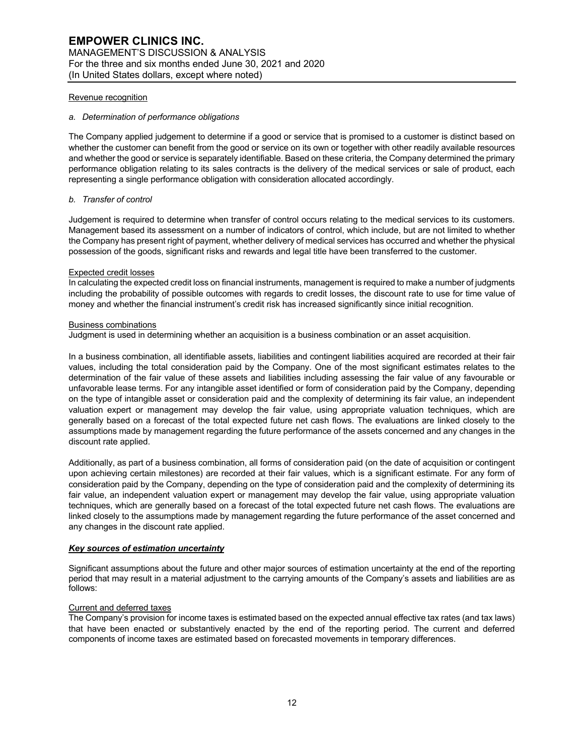Revenue recognition

*a. Determination of performance obligations*

The Company applied judgement to determine if a good or service that is promised to a customer is distinct based on whether the customer can benefit from the good or service on its own or together with other readily available resources and whether the good or service is separately identifiable. Based on these criteria, the Company determined the primary performance obligation relating to its sales contracts is the delivery of the medical services or sale of product, each representing a single performance obligation with consideration allocated accordingly.

*b. Transfer of control*

Judgement is required to determine when transfer of control occurs relating to the medical services to its customers. Management based its assessment on a number of indicators of control, which include, but are not limited to whether the Company has present right of payment, whether delivery of medical services has occurred and whether the physical possession of the goods, significant risks and rewards and legal title have been transferred to the customer.

Expected credit losses

In calculating the expected credit loss on financial instruments, management is required to make a number of judgments including the probability of possible outcomes with regards to credit losses, the discount rate to use for time value of money and whether the financial instrument's credit risk has increased significantly since initial recognition.

Business combinations

Judgment is used in determining whether an acquisition is a business combination or an asset acquisition.

In a business combination, all identifiable assets, liabilities and contingent liabilities acquired are recorded at their fair values, including the total consideration paid by the Company. One of the most significant estimates relates to the determination of the fair value of these assets and liabilities including assessing the fair value of any favourable or unfavorable lease terms. For any intangible asset identified or form of consideration paid by the Company, depending on the type of intangible asset or consideration paid and the complexity of determining its fair value, an independent valuation expert or management may develop the fair value, using appropriate valuation techniques, which are generally based on a forecast of the total expected future net cash flows. The evaluations are linked closely to the assumptions made by management regarding the future performance of the assets concerned and any changes in the discount rate applied.

Additionally, as part of a business combination, all forms of consideration paid (on the date of acquisition or contingent upon achieving certain milestones) are recorded at their fair values, which is a significant estimate. For any form of consideration paid by the Company, depending on the type of consideration paid and the complexity of determining its fair value, an independent valuation expert or management may develop the fair value, using appropriate valuation techniques, which are generally based on a forecast of the total expected future net cash flows. The evaluations are linked closely to the assumptions made by management regarding the future performance of the asset concerned and any changes in the discount rate applied.

***Key sources of estimation uncertainty***

Significant assumptions about the future and other major sources of estimation uncertainty at the end of the reporting period that may result in a material adjustment to the carrying amounts of the Company's assets and liabilities are as follows:

Current and deferred taxes

The Company's provision for income taxes is estimated based on the expected annual effective tax rates (and tax laws) that have been enacted or substantively enacted by the end of the reporting period. The current and deferred components of income taxes are estimated based on forecasted movements in temporary differences.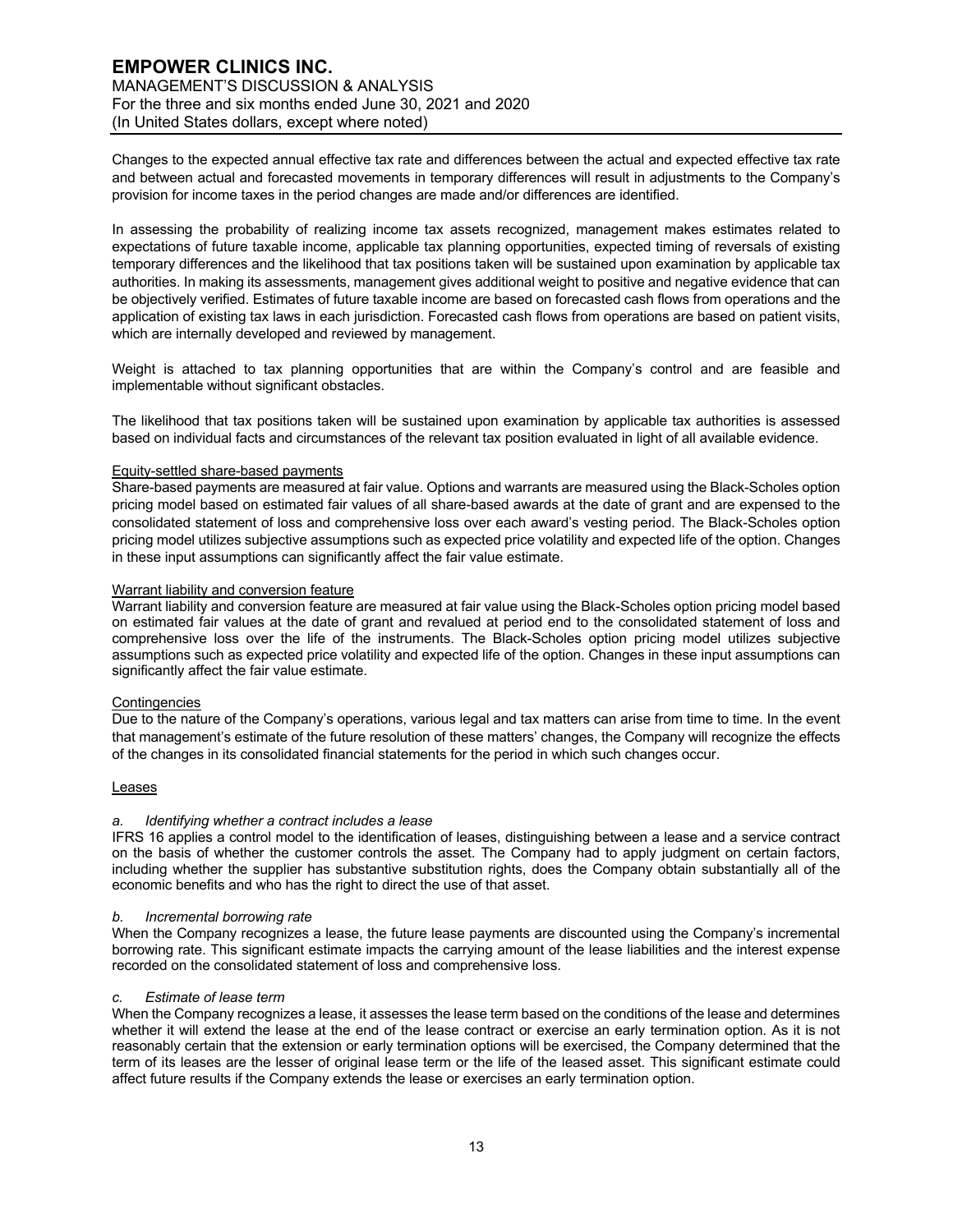Changes to the expected annual effective tax rate and differences between the actual and expected effective tax rate and between actual and forecasted movements in temporary differences will result in adjustments to the Company's provision for income taxes in the period changes are made and/or differences are identified.

In assessing the probability of realizing income tax assets recognized, management makes estimates related to expectations of future taxable income, applicable tax planning opportunities, expected timing of reversals of existing temporary differences and the likelihood that tax positions taken will be sustained upon examination by applicable tax authorities. In making its assessments, management gives additional weight to positive and negative evidence that can be objectively verified. Estimates of future taxable income are based on forecasted cash flows from operations and the application of existing tax laws in each jurisdiction. Forecasted cash flows from operations are based on patient visits, which are internally developed and reviewed by management.

Weight is attached to tax planning opportunities that are within the Company's control and are feasible and implementable without significant obstacles.

The likelihood that tax positions taken will be sustained upon examination by applicable tax authorities is assessed based on individual facts and circumstances of the relevant tax position evaluated in light of all available evidence.

#### Equity-settled share-based payments

Share-based payments are measured at fair value. Options and warrants are measured using the Black-Scholes option pricing model based on estimated fair values of all share-based awards at the date of grant and are expensed to the consolidated statement of loss and comprehensive loss over each award's vesting period. The Black-Scholes option pricing model utilizes subjective assumptions such as expected price volatility and expected life of the option. Changes in these input assumptions can significantly affect the fair value estimate.

#### Warrant liability and conversion feature

Warrant liability and conversion feature are measured at fair value using the Black-Scholes option pricing model based on estimated fair values at the date of grant and revalued at period end to the consolidated statement of loss and comprehensive loss over the life of the instruments. The Black-Scholes option pricing model utilizes subjective assumptions such as expected price volatility and expected life of the option. Changes in these input assumptions can significantly affect the fair value estimate.

#### Contingencies

Due to the nature of the Company's operations, various legal and tax matters can arise from time to time. In the event that management's estimate of the future resolution of these matters' changes, the Company will recognize the effects of the changes in its consolidated financial statements for the period in which such changes occur.

#### Leases

*a. Identifying whether a contract includes a lease*

IFRS 16 applies a control model to the identification of leases, distinguishing between a lease and a service contract on the basis of whether the customer controls the asset. The Company had to apply judgment on certain factors, including whether the supplier has substantive substitution rights, does the Company obtain substantially all of the economic benefits and who has the right to direct the use of that asset.

*b. Incremental borrowing rate*

When the Company recognizes a lease, the future lease payments are discounted using the Company's incremental borrowing rate. This significant estimate impacts the carrying amount of the lease liabilities and the interest expense recorded on the consolidated statement of loss and comprehensive loss.

*c. Estimate of lease term*

When the Company recognizes a lease, it assesses the lease term based on the conditions of the lease and determines whether it will extend the lease at the end of the lease contract or exercise an early termination option. As it is not reasonably certain that the extension or early termination options will be exercised, the Company determined that the term of its leases are the lesser of original lease term or the life of the leased asset. This significant estimate could affect future results if the Company extends the lease or exercises an early termination option.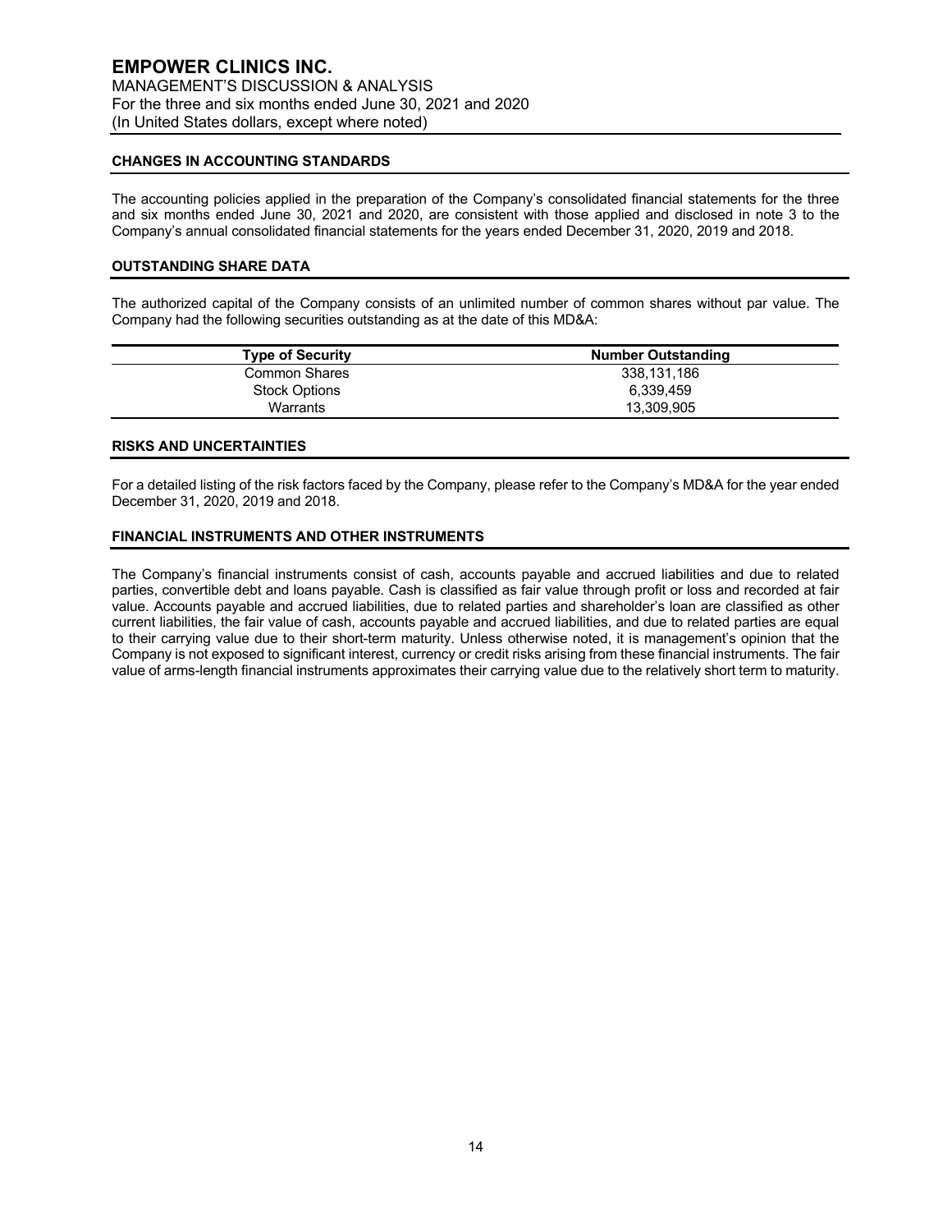## CHANGES IN ACCOUNTING STANDARDS

The accounting policies applied in the preparation of the Company's consolidated financial statements for the three and six months ended June 30, 2021 and 2020, are consistent with those applied and disclosed in note 3 to the Company's annual consolidated financial statements for the years ended December 31, 2020, 2019 and 2018.

## OUTSTANDING SHARE DATA

The authorized capital of the Company consists of an unlimited number of common shares without par value. The Company had the following securities outstanding as at the date of this MD&A:

| Type of Security | Number Outstanding |
|---|---|
| Common Shares | 338,131,186 |
| Stock Options | 6,339,459 |
| Warrants | 13,309,905 |

## RISKS AND UNCERTAINTIES

For a detailed listing of the risk factors faced by the Company, please refer to the Company's MD&A for the year ended December 31, 2020, 2019 and 2018.

## FINANCIAL INSTRUMENTS AND OTHER INSTRUMENTS

The Company's financial instruments consist of cash, accounts payable and accrued liabilities and due to related parties, convertible debt and loans payable. Cash is classified as fair value through profit or loss and recorded at fair value. Accounts payable and accrued liabilities, due to related parties and shareholder's loan are classified as other current liabilities, the fair value of cash, accounts payable and accrued liabilities, and due to related parties are equal to their carrying value due to their short-term maturity. Unless otherwise noted, it is management's opinion that the Company is not exposed to significant interest, currency or credit risks arising from these financial instruments. The fair value of arms-length financial instruments approximates their carrying value due to the relatively short term to maturity.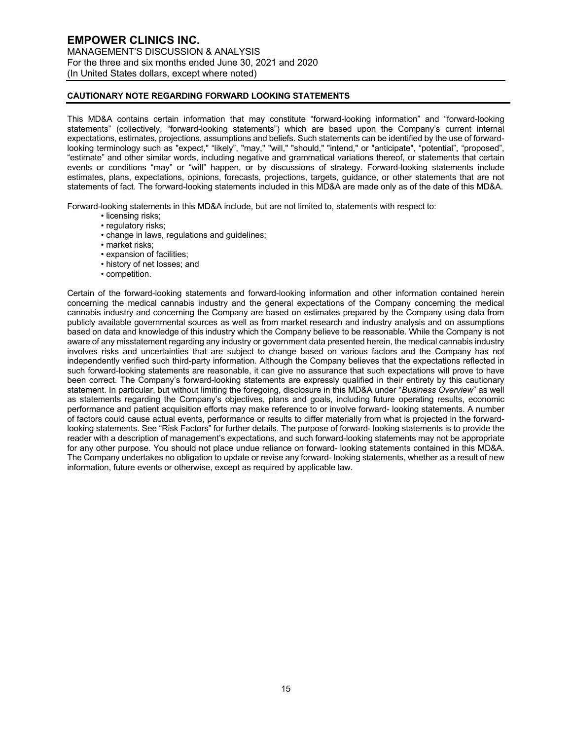## CAUTIONARY NOTE REGARDING FORWARD LOOKING STATEMENTS

This MD&A contains certain information that may constitute "forward-looking information" and "forward-looking statements" (collectively, "forward-looking statements") which are based upon the Company's current internal expectations, estimates, projections, assumptions and beliefs. Such statements can be identified by the use of forward-looking terminology such as "expect," "likely", "may," "will," "should," "intend," or "anticipate", "potential", "proposed", "estimate" and other similar words, including negative and grammatical variations thereof, or statements that certain events or conditions "may" or "will" happen, or by discussions of strategy. Forward-looking statements include estimates, plans, expectations, opinions, forecasts, projections, targets, guidance, or other statements that are not statements of fact. The forward-looking statements included in this MD&A are made only as of the date of this MD&A.

Forward-looking statements in this MD&A include, but are not limited to, statements with respect to:

- licensing risks;
- regulatory risks;
- change in laws, regulations and guidelines;
- market risks;
- expansion of facilities;
- history of net losses; and
- competition.

Certain of the forward-looking statements and forward-looking information and other information contained herein concerning the medical cannabis industry and the general expectations of the Company concerning the medical cannabis industry and concerning the Company are based on estimates prepared by the Company using data from publicly available governmental sources as well as from market research and industry analysis and on assumptions based on data and knowledge of this industry which the Company believe to be reasonable. While the Company is not aware of any misstatement regarding any industry or government data presented herein, the medical cannabis industry involves risks and uncertainties that are subject to change based on various factors and the Company has not independently verified such third-party information. Although the Company believes that the expectations reflected in such forward-looking statements are reasonable, it can give no assurance that such expectations will prove to have been correct. The Company's forward-looking statements are expressly qualified in their entirety by this cautionary statement. In particular, but without limiting the foregoing, disclosure in this MD&A under "*Business Overview*" as well as statements regarding the Company's objectives, plans and goals, including future operating results, economic performance and patient acquisition efforts may make reference to or involve forward- looking statements. A number of factors could cause actual events, performance or results to differ materially from what is projected in the forward-looking statements. See "Risk Factors" for further details. The purpose of forward- looking statements is to provide the reader with a description of management's expectations, and such forward-looking statements may not be appropriate for any other purpose. You should not place undue reliance on forward- looking statements contained in this MD&A. The Company undertakes no obligation to update or revise any forward- looking statements, whether as a result of new information, future events or otherwise, except as required by applicable law.